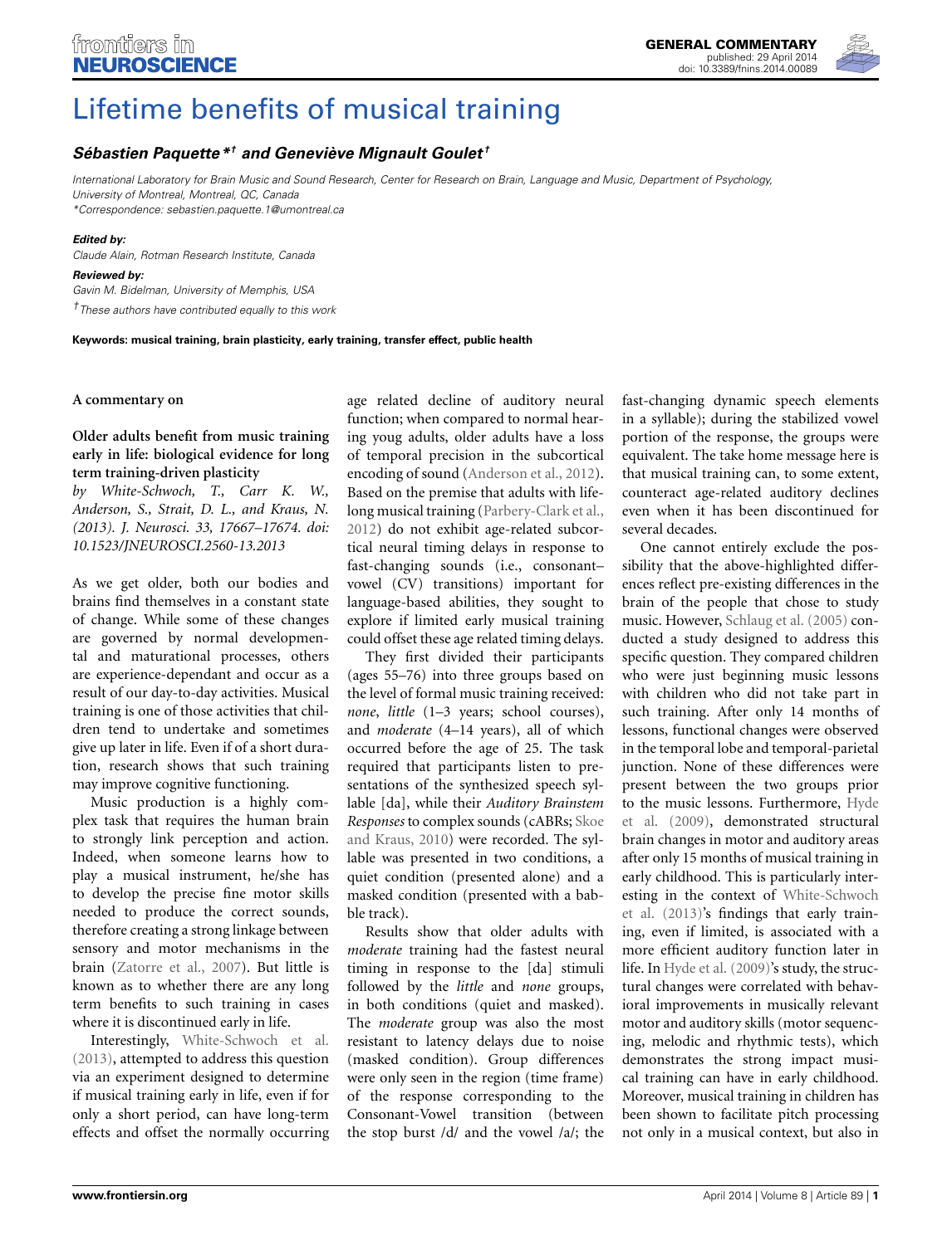# Lifetime benefits of musical training

***Sébastien Paquette*[†] and Geneviève Mignault Goulet[†]***

*International Laboratory for Brain Music and Sound Research, Center for Research on Brain, Language and Music, Department of Psychology, University of Montreal, Montreal, QC, Canada*
*\*Correspondence: sebastien.paquette.1@umontreal.ca*

***Edited by:***
*Claude Alain, Rotman Research Institute, Canada*

***Reviewed by:***
*Gavin M. Bidelman, University of Memphis, USA*

*[†] These authors have contributed equally to this work*

**Keywords: musical training, brain plasticity, early training, transfer effect, public health**

**A commentary on**

**Older adults benefit from music training early in life: biological evidence for long term training-driven plasticity**

*by White-Schwoch, T., Carr K. W., Anderson, S., Strait, D. L., and Kraus, N. (2013). J. Neurosci. 33, 17667–17674. doi: 10.1523/JNEUROSCI.2560-13.2013*

As we get older, both our bodies and brains find themselves in a constant state of change. While some of these changes are governed by normal developmental and maturational processes, others are experience-dependant and occur as a result of our day-to-day activities. Musical training is one of those activities that children tend to undertake and sometimes give up later in life. Even if of a short duration, research shows that such training may improve cognitive functioning.

Music production is a highly complex task that requires the human brain to strongly link perception and action. Indeed, when someone learns how to play a musical instrument, he/she has to develop the precise fine motor skills needed to produce the correct sounds, therefore creating a strong linkage between sensory and motor mechanisms in the brain (Zatorre et al., 2007). But little is known as to whether there are any long term benefits to such training in cases where it is discontinued early in life.

Interestingly, White-Schwoch et al. (2013), attempted to address this question via an experiment designed to determine if musical training early in life, even if for only a short period, can have long-term effects and offset the normally occurring age related decline of auditory neural function; when compared to normal hearing youg adults, older adults have a loss of temporal precision in the subcortical encoding of sound (Anderson et al., 2012). Based on the premise that adults with lifelong musical training (Parbery-Clark et al., 2012) do not exhibit age-related subcortical neural timing delays in response to fast-changing sounds (i.e., consonant–vowel (CV) transitions) important for language-based abilities, they sought to explore if limited early musical training could offset these age related timing delays.

They first divided their participants (ages 55–76) into three groups based on the level of formal music training received: *none*, *little* (1–3 years; school courses), and *moderate* (4–14 years), all of which occurred before the age of 25. The task required that participants listen to presentations of the synthesized speech syllable [da], while their *Auditory Brainstem Responses* to complex sounds (cABRs; Skoe and Kraus, 2010) were recorded. The syllable was presented in two conditions, a quiet condition (presented alone) and a masked condition (presented with a babble track).

Results show that older adults with *moderate* training had the fastest neural timing in response to the [da] stimuli followed by the *little* and *none* groups, in both conditions (quiet and masked). The *moderate* group was also the most resistant to latency delays due to noise (masked condition). Group differences were only seen in the region (time frame) of the response corresponding to the Consonant-Vowel transition (between the stop burst /d/ and the vowel /a/; the fast-changing dynamic speech elements in a syllable); during the stabilized vowel portion of the response, the groups were equivalent. The take home message here is that musical training can, to some extent, counteract age-related auditory declines even when it has been discontinued for several decades.

One cannot entirely exclude the possibility that the above-highlighted differences reflect pre-existing differences in the brain of the people that chose to study music. However, Schlaug et al. (2005) conducted a study designed to address this specific question. They compared children who were just beginning music lessons with children who did not take part in such training. After only 14 months of lessons, functional changes were observed in the temporal lobe and temporal-parietal junction. None of these differences were present between the two groups prior to the music lessons. Furthermore, Hyde et al. (2009), demonstrated structural brain changes in motor and auditory areas after only 15 months of musical training in early childhood. This is particularly interesting in the context of White-Schwoch et al. (2013)'s findings that early training, even if limited, is associated with a more efficient auditory function later in life. In Hyde et al. (2009)'s study, the structural changes were correlated with behavioral improvements in musically relevant motor and auditory skills (motor sequencing, melodic and rhythmic tests), which demonstrates the strong impact musical training can have in early childhood. Moreover, musical training in children has been shown to facilitate pitch processing not only in a musical context, but also in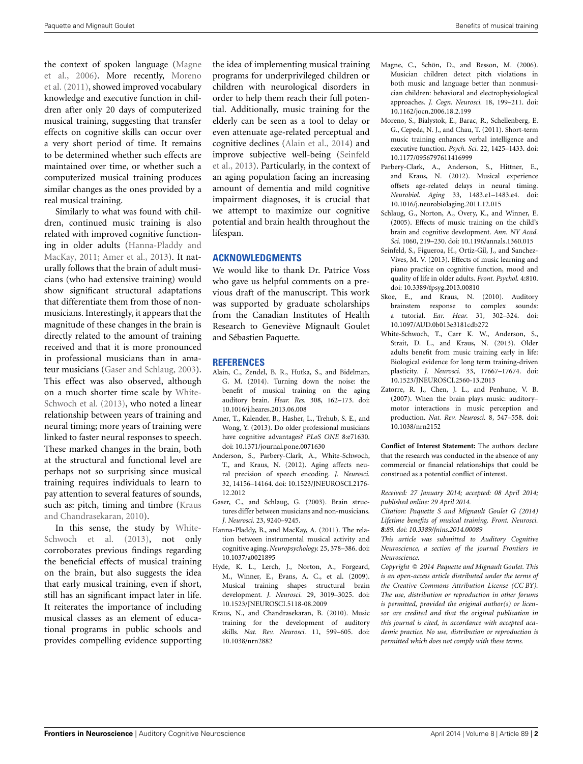the context of spoken language (Magne et al., 2006). More recently, Moreno et al. (2011), showed improved vocabulary knowledge and executive function in children after only 20 days of computerized musical training, suggesting that transfer effects on cognitive skills can occur over a very short period of time. It remains to be determined whether such effects are maintained over time, or whether such a computerized musical training produces similar changes as the ones provided by a real musical training.

Similarly to what was found with children, continued music training is also related with improved cognitive functioning in older adults (Hanna-Pladdy and MacKay, 2011; Amer et al., 2013). It naturally follows that the brain of adult musicians (who had extensive training) would show significant structural adaptations that differentiate them from those of non-musicians. Interestingly, it appears that the magnitude of these changes in the brain is directly related to the amount of training received and that it is more pronounced in professional musicians than in amateur musicians (Gaser and Schlaug, 2003). This effect was also observed, although on a much shorter time scale by White-Schwoch et al. (2013), who noted a linear relationship between years of training and neural timing; more years of training were linked to faster neural responses to speech. These marked changes in the brain, both at the structural and functional level are perhaps not so surprising since musical training requires individuals to learn to pay attention to several features of sounds, such as: pitch, timing and timbre (Kraus and Chandrasekaran, 2010).

In this sense, the study by White-Schwoch et al. (2013), not only corroborates previous findings regarding the beneficial effects of musical training on the brain, but also suggests the idea that early musical training, even if short, still has an significant impact later in life. It reiterates the importance of including musical classes as an element of educational programs in public schools and provides compelling evidence supporting the idea of implementing musical training programs for underprivileged children or children with neurological disorders in order to help them reach their full potential. Additionally, music training for the elderly can be seen as a tool to delay or even attenuate age-related perceptual and cognitive declines (Alain et al., 2014) and improve subjective well-being (Seinfeld et al., 2013). Particularly, in the context of an aging population facing an increasing amount of dementia and mild cognitive impairment diagnoses, it is crucial that we attempt to maximize our cognitive potential and brain health throughout the lifespan.

## ACKNOWLEDGMENTS

We would like to thank Dr. Patrice Voss who gave us helpful comments on a previous draft of the manuscript. This work was supported by graduate scholarships from the Canadian Institutes of Health Research to Geneviève Mignault Goulet and Sébastien Paquette.

## REFERENCES

Alain, C., Zendel, B. R., Hutka, S., and Bidelman, G. M. (2014). Turning down the noise: the benefit of musical training on the aging auditory brain. *Hear. Res.* 308, 162–173. doi: 10.1016/j.heares.2013.06.008

Amer, T., Kalender, B., Hasher, L., Trehub, S. E., and Wong, Y. (2013). Do older professional musicians have cognitive advantages? *PLoS ONE* 8:e71630. doi: 10.1371/journal.pone.0071630

Anderson, S., Parbery-Clark, A., White-Schwoch, T., and Kraus, N. (2012). Aging affects neural precision of speech encoding. *J. Neurosci.* 32, 14156–14164. doi: 10.1523/JNEUROSCI.2176-12.2012

Gaser, C., and Schlaug, G. (2003). Brain structures differ between musicians and non-musicians. *J. Neurosci.* 23, 9240–9245.

Hanna-Pladdy, B., and MacKay, A. (2011). The relation between instrumental musical activity and cognitive aging. *Neuropsychology.* 25, 378–386. doi: 10.1037/a0021895

Hyde, K. L., Lerch, J., Norton, A., Forgeard, M., Winner, E., Evans, A. C., et al. (2009). Musical training shapes structural brain development. *J. Neurosci.* 29, 3019–3025. doi: 10.1523/JNEUROSCI.5118-08.2009

Kraus, N., and Chandrasekaran, B. (2010). Music training for the development of auditory skills. *Nat. Rev. Neurosci.* 11, 599–605. doi: 10.1038/nrn2882

Magne, C., Schön, D., and Besson, M. (2006). Musician children detect pitch violations in both music and language better than nonmusician children: behavioral and electrophysiological approaches. *J. Cogn. Neurosci.* 18, 199–211. doi: 10.1162/jocn.2006.18.2.199

Moreno, S., Bialystok, E., Barac, R., Schellenberg, E. G., Cepeda, N. J., and Chau, T. (2011). Short-term music training enhances verbal intelligence and executive function. *Psych. Sci.* 22, 1425–1433. doi: 10.1177/0956797611416999

Parbery-Clark, A., Anderson, S., Hittner, E., and Kraus, N. (2012). Musical experience offsets age-related delays in neural timing. *Neurobiol. Aging* 33, 1483.e1–1483.e4. doi: 10.1016/j.neurobiolaging.2011.12.015

Schlaug, G., Norton, A., Overy, K., and Winner, E. (2005). Effects of music training on the child's brain and cognitive development. *Ann. NY Acad. Sci.* 1060, 219–230. doi: 10.1196/annals.1360.015

Seinfeld, S., Figueroa, H., Ortiz-Gil, J., and Sanchez-Vives, M. V. (2013). Effects of music learning and piano practice on cognitive function, mood and quality of life in older adults. *Front. Psychol.* 4:810. doi: 10.3389/fpsyg.2013.00810

Skoe, E., and Kraus, N. (2010). Auditory brainstem response to complex sounds: a tutorial. *Ear. Hear.* 31, 302–324. doi: 10.1097/AUD.0b013e3181cdb272

White-Schwoch, T., Carr K. W., Anderson, S., Strait, D. L., and Kraus, N. (2013). Older adults benefit from music training early in life: Biological evidence for long term training-driven plasticity. *J. Neurosci.* 33, 17667–17674. doi: 10.1523/JNEUROSCI.2560-13.2013

Zatorre, R. J., Chen, J. L., and Penhune, V. B. (2007). When the brain plays music: auditory–motor interactions in music perception and production. *Nat. Rev. Neurosci.* 8, 547–558. doi: 10.1038/nrn2152

**Conflict of Interest Statement:** The authors declare that the research was conducted in the absence of any commercial or financial relationships that could be construed as a potential conflict of interest.

*Received: 27 January 2014; accepted: 08 April 2014; published online: 29 April 2014.*

*Citation: Paquette S and Mignault Goulet G (2014) Lifetime benefits of musical training. Front. Neurosci. **8**:89. doi: 10.3389/fnins.2014.00089*

*This article was submitted to Auditory Cognitive Neuroscience, a section of the journal Frontiers in Neuroscience.*

*Copyright © 2014 Paquette and Mignault Goulet. This is an open-access article distributed under the terms of the Creative Commons Attribution License (CC BY). The use, distribution or reproduction in other forums is permitted, provided the original author(s) or licensor are credited and that the original publication in this journal is cited, in accordance with accepted academic practice. No use, distribution or reproduction is permitted which does not comply with these terms.*